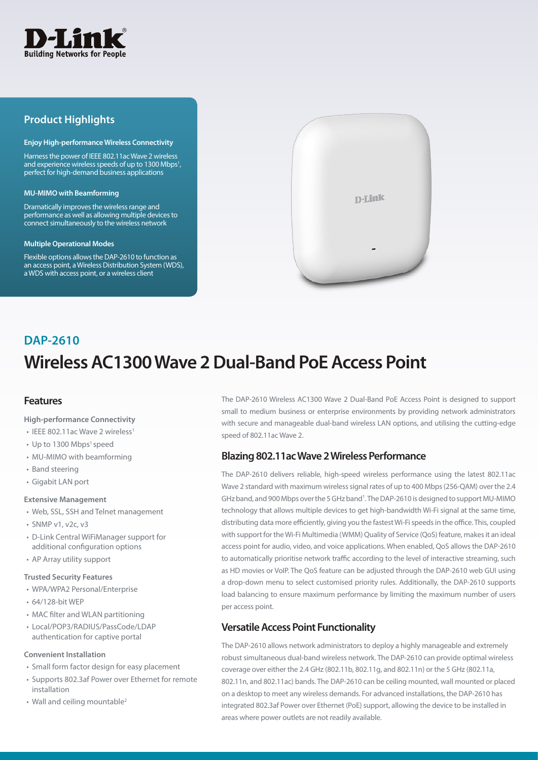D-Link
Building Networks for People

## Product Highlights

**Enjoy High-performance Wireless Connectivity**

Harness the power of IEEE 802.11ac Wave 2 wireless and experience wireless speeds of up to 1300 Mbps[1], perfect for high-demand business applications

**MU-MIMO with Beamforming**

Dramatically improves the wireless range and performance as well as allowing multiple devices to connect simultaneously to the wireless network

**Multiple Operational Modes**

Flexible options allows the DAP-2610 to function as an access point, a Wireless Distribution System (WDS), a WDS with access point, or a wireless client

## DAP-2610

# Wireless AC1300 Wave 2 Dual-Band PoE Access Point

## Features

**High-performance Connectivity**

- IEEE 802.11ac Wave 2 wireless[1]
- Up to 1300 Mbps[1] speed
- MU-MIMO with beamforming
- Band steering
- Gigabit LAN port

**Extensive Management**

- Web, SSL, SSH and Telnet management
- SNMP v1, v2c, v3
- D-Link Central WiFiManager support for additional configuration options
- AP Array utility support

**Trusted Security Features**

- WPA/WPA2 Personal/Enterprise
- 64/128-bit WEP
- MAC filter and WLAN partitioning
- Local/POP3/RADIUS/PassCode/LDAP authentication for captive portal

**Convenient Installation**

- Small form factor design for easy placement
- Supports 802.3af Power over Ethernet for remote installation
- Wall and ceiling mountable[2]

The DAP-2610 Wireless AC1300 Wave 2 Dual-Band PoE Access Point is designed to support small to medium business or enterprise environments by providing network administrators with secure and manageable dual-band wireless LAN options, and utilising the cutting-edge speed of 802.11ac Wave 2.

## Blazing 802.11ac Wave 2 Wireless Performance

The DAP-2610 delivers reliable, high-speed wireless performance using the latest 802.11ac Wave 2 standard with maximum wireless signal rates of up to 400 Mbps (256-QAM) over the 2.4 GHz band, and 900 Mbps over the 5 GHz band[1]. The DAP-2610 is designed to support MU-MIMO technology that allows multiple devices to get high-bandwidth Wi-Fi signal at the same time, distributing data more efficiently, giving you the fastest Wi-Fi speeds in the office. This, coupled with support for the Wi-Fi Multimedia (WMM) Quality of Service (QoS) feature, makes it an ideal access point for audio, video, and voice applications. When enabled, QoS allows the DAP-2610 to automatically prioritise network traffic according to the level of interactive streaming, such as HD movies or VoIP. The QoS feature can be adjusted through the DAP-2610 web GUI using a drop-down menu to select customised priority rules. Additionally, the DAP-2610 supports load balancing to ensure maximum performance by limiting the maximum number of users per access point.

## Versatile Access Point Functionality

The DAP-2610 allows network administrators to deploy a highly manageable and extremely robust simultaneous dual-band wireless network. The DAP-2610 can provide optimal wireless coverage over either the 2.4 GHz (802.11b, 802.11g, and 802.11n) or the 5 GHz (802.11a, 802.11n, and 802.11ac) bands. The DAP-2610 can be ceiling mounted, wall mounted or placed on a desktop to meet any wireless demands. For advanced installations, the DAP-2610 has integrated 802.3af Power over Ethernet (PoE) support, allowing the device to be installed in areas where power outlets are not readily available.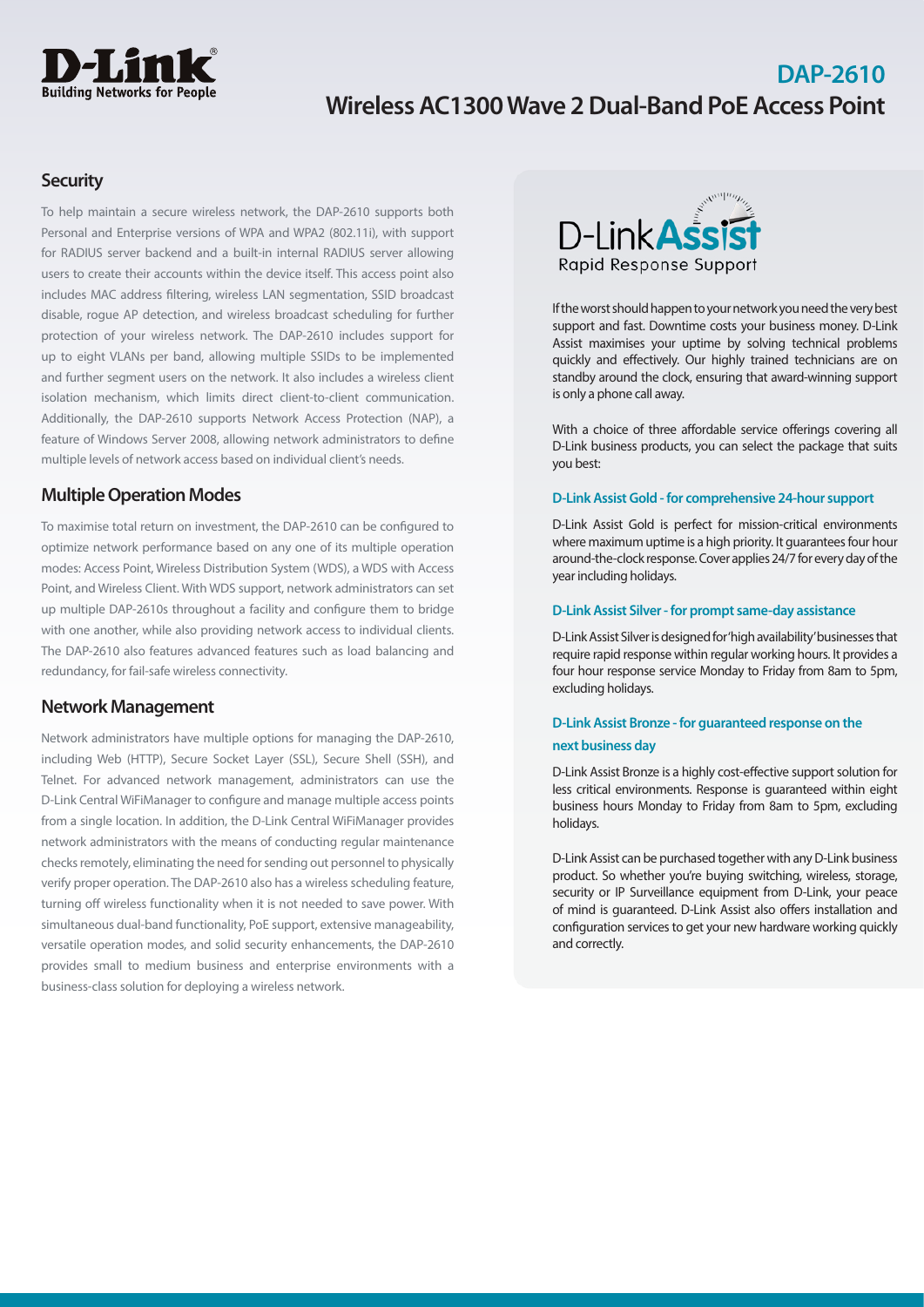## Security

To help maintain a secure wireless network, the DAP-2610 supports both Personal and Enterprise versions of WPA and WPA2 (802.11i), with support for RADIUS server backend and a built-in internal RADIUS server allowing users to create their accounts within the device itself. This access point also includes MAC address filtering, wireless LAN segmentation, SSID broadcast disable, rogue AP detection, and wireless broadcast scheduling for further protection of your wireless network. The DAP-2610 includes support for up to eight VLANs per band, allowing multiple SSIDs to be implemented and further segment users on the network. It also includes a wireless client isolation mechanism, which limits direct client-to-client communication. Additionally, the DAP-2610 supports Network Access Protection (NAP), a feature of Windows Server 2008, allowing network administrators to define multiple levels of network access based on individual client's needs.

## Multiple Operation Modes

To maximise total return on investment, the DAP-2610 can be configured to optimize network performance based on any one of its multiple operation modes: Access Point, Wireless Distribution System (WDS), a WDS with Access Point, and Wireless Client. With WDS support, network administrators can set up multiple DAP-2610s throughout a facility and configure them to bridge with one another, while also providing network access to individual clients. The DAP-2610 also features advanced features such as load balancing and redundancy, for fail-safe wireless connectivity.

## Network Management

Network administrators have multiple options for managing the DAP-2610, including Web (HTTP), Secure Socket Layer (SSL), Secure Shell (SSH), and Telnet. For advanced network management, administrators can use the D-Link Central WiFiManager to configure and manage multiple access points from a single location. In addition, the D-Link Central WiFiManager provides network administrators with the means of conducting regular maintenance checks remotely, eliminating the need for sending out personnel to physically verify proper operation. The DAP-2610 also has a wireless scheduling feature, turning off wireless functionality when it is not needed to save power. With simultaneous dual-band functionality, PoE support, extensive manageability, versatile operation modes, and solid security enhancements, the DAP-2610 provides small to medium business and enterprise environments with a business-class solution for deploying a wireless network.

## D-Link Assist
Rapid Response Support

If the worst should happen to your network you need the very best support and fast. Downtime costs your business money. D-Link Assist maximises your uptime by solving technical problems quickly and effectively. Our highly trained technicians are on standby around the clock, ensuring that award-winning support is only a phone call away.

With a choice of three affordable service offerings covering all D-Link business products, you can select the package that suits you best:

### D-Link Assist Gold - for comprehensive 24-hour support

D-Link Assist Gold is perfect for mission-critical environments where maximum uptime is a high priority. It guarantees four hour around-the-clock response. Cover applies 24/7 for every day of the year including holidays.

### D-Link Assist Silver - for prompt same-day assistance

D-Link Assist Silver is designed for 'high availability' businesses that require rapid response within regular working hours. It provides a four hour response service Monday to Friday from 8am to 5pm, excluding holidays.

### D-Link Assist Bronze - for guaranteed response on the next business day

D-Link Assist Bronze is a highly cost-effective support solution for less critical environments. Response is guaranteed within eight business hours Monday to Friday from 8am to 5pm, excluding holidays.

D-Link Assist can be purchased together with any D-Link business product. So whether you're buying switching, wireless, storage, security or IP Surveillance equipment from D-Link, your peace of mind is guaranteed. D-Link Assist also offers installation and configuration services to get your new hardware working quickly and correctly.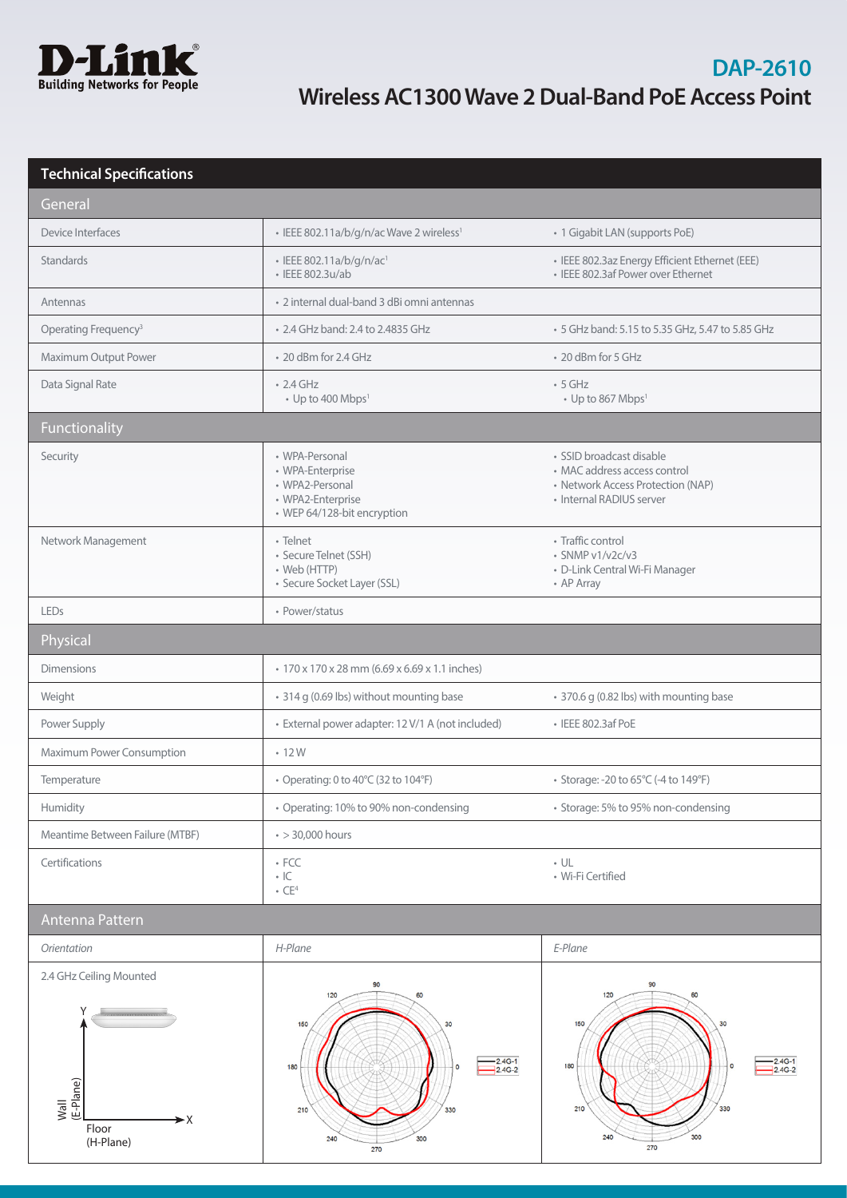# D-Link
Building Networks for People

## DAP-2610
## Wireless AC1300 Wave 2 Dual-Band PoE Access Point

| Technical Specifications | | |
|---|---|---|
| **General** | | |
| Device Interfaces | • IEEE 802.11a/b/g/n/ac Wave 2 wireless[1] | • 1 Gigabit LAN (supports PoE) |
| Standards | • IEEE 802.11a/b/g/n/ac[1]<br>• IEEE 802.3u/ab | • IEEE 802.3az Energy Efficient Ethernet (EEE)<br>• IEEE 802.3af Power over Ethernet |
| Antennas | • 2 internal dual-band 3 dBi omni antennas | |
| Operating Frequency[3] | • 2.4 GHz band: 2.4 to 2.4835 GHz | • 5 GHz band: 5.15 to 5.35 GHz, 5.47 to 5.85 GHz |
| Maximum Output Power | • 20 dBm for 2.4 GHz | • 20 dBm for 5 GHz |
| Data Signal Rate | • 2.4 GHz<br>• Up to 400 Mbps[1] | • 5 GHz<br>• Up to 867 Mbps[1] |
| **Functionality** | | |
| Security | • WPA-Personal<br>• WPA-Enterprise<br>• WPA2-Personal<br>• WPA2-Enterprise<br>• WEP 64/128-bit encryption | • SSID broadcast disable<br>• MAC address access control<br>• Network Access Protection (NAP)<br>• Internal RADIUS server |
| Network Management | • Telnet<br>• Secure Telnet (SSH)<br>• Web (HTTP)<br>• Secure Socket Layer (SSL) | • Traffic control<br>• SNMP v1/v2c/v3<br>• D-Link Central Wi-Fi Manager<br>• AP Array |
| LEDs | • Power/status | |
| **Physical** | | |
| Dimensions | • 170 x 170 x 28 mm (6.69 x 6.69 x 1.1 inches) | |
| Weight | • 314 g (0.69 lbs) without mounting base | • 370.6 g (0.82 lbs) with mounting base |
| Power Supply | • External power adapter: 12 V/1 A (not included) | • IEEE 802.3af PoE |
| Maximum Power Consumption | • 12 W | |
| Temperature | • Operating: 0 to 40°C (32 to 104°F) | • Storage: -20 to 65°C (-4 to 149°F) |
| Humidity | • Operating: 10% to 90% non-condensing | • Storage: 5% to 95% non-condensing |
| Meantime Between Failure (MTBF) | • > 30,000 hours | |
| Certifications | • FCC<br>• IC<br>• CE[4] | • UL<br>• Wi-Fi Certified |
| **Antenna Pattern** | | |
| *Orientation* | *H-Plane* | *E-Plane* |
| 2.4 GHz Ceiling Mounted<br>Y, X, Wall (E-Plane), Floor (H-Plane) | 2.4G-1, 2.4G-2 | 2.4G-1, 2.4G-2 |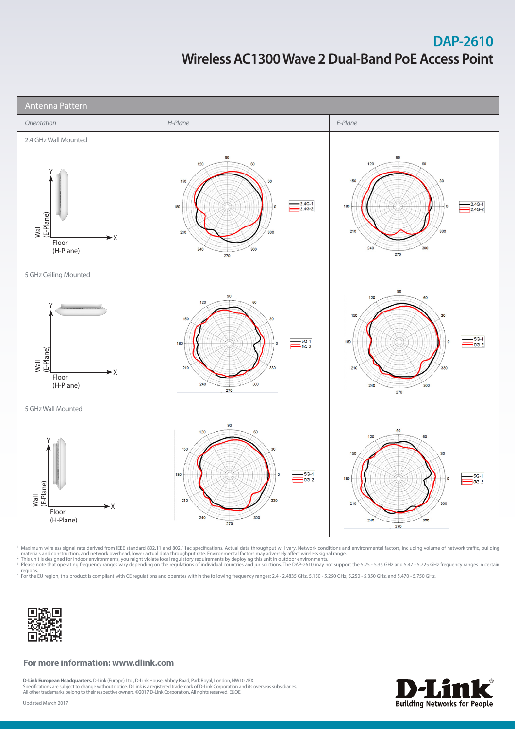# DAP-2610

## Wireless AC1300 Wave 2 Dual-Band PoE Access Point

### Antenna Pattern

| *Orientation* | *H-Plane* | *E-Plane* |
|---|---|---|
| 2.4 GHz Wall Mounted<br>Y<br>Wall (E-Plane)<br>X<br>Floor (H-Plane) | 90 120 60 150 30 180 0 210 330 240 300 270<br>2.4G-1<br>2.4G-2 | 90 120 60 150 30 180 0 210 330 240 300 270<br>2.4G-1<br>2.4G-2 |
| 5 GHz Ceiling Mounted<br>Y<br>Wall (E-Plane)<br>X<br>Floor (H-Plane) | 90 120 60 150 30 180 0 210 330 240 300 270<br>5G-1<br>5G-2 | 90 120 60 150 30 180 0 210 330 240 300 270<br>5G-1<br>5G-2 |
| 5 GHz Wall Mounted<br>Y<br>Wall (E-Plane)<br>X<br>Floor (H-Plane) | 90 120 60 150 30 180 0 210 330 240 300 270<br>5G-1<br>5G-2 | 90 120 60 150 30 180 0 210 330 240 300 270<br>5G-1<br>5G-2 |

[1] Maximum wireless signal rate derived from IEEE standard 802.11 and 802.11ac specifications. Actual data throughput will vary. Network conditions and environmental factors, including volume of network traffic, building materials and construction, and network overhead, lower actual data throughput rate. Environmental factors may adversely affect wireless signal range.
[2] This unit is designed for indoor environments, you might violate local regulatory requirements by deploying this unit in outdoor environments.
[3] Please note that operating frequency ranges vary depending on the regulations of individual countries and jurisdictions. The DAP-2610 may not support the 5.25 - 5.35 GHz and 5.47 - 5.725 GHz frequency ranges in certain regions.
[4] For the EU region, this product is compliant with CE regulations and operates within the following frequency ranges: 2.4 - 2.4835 GHz, 5.150 - 5.250 GHz, 5.250 - 5.350 GHz, and 5.470 - 5.750 GHz.

**For more information: www.dlink.com**

**D-Link European Headquarters.** D-Link (Europe) Ltd., D-Link House, Abbey Road, Park Royal, London, NW10 7BX.
Specifications are subject to change without notice. D-Link is a registered trademark of D-Link Corporation and its overseas subsidiaries.
All other trademarks belong to their respective owners. ©2017 D-Link Corporation. All rights reserved. E&OE.

Updated March 2017

D-Link®
Building Networks for People